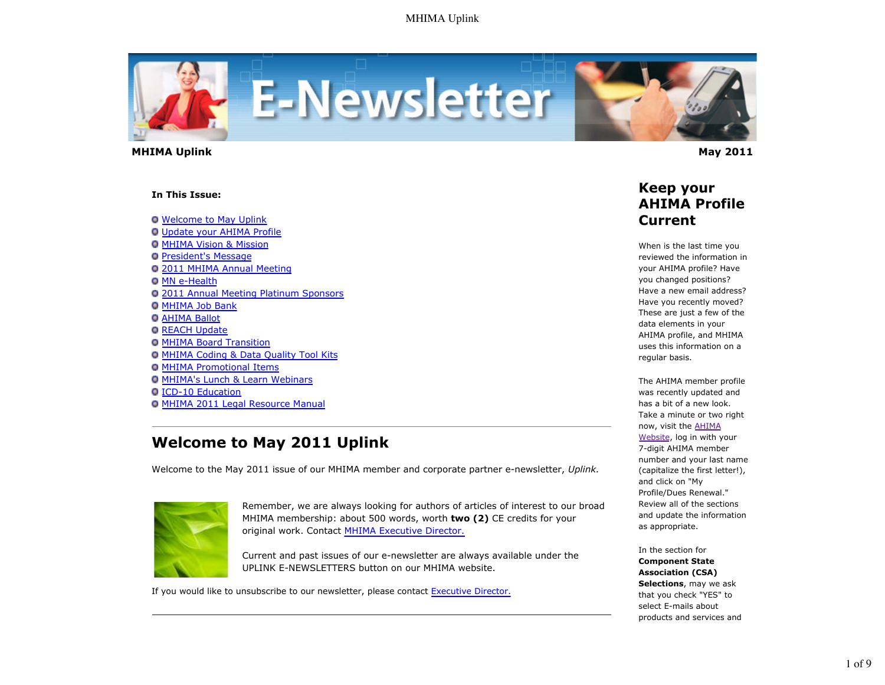**MHIMA Uplink** **May 2011**

**In This Issue:**

- Welcome to May Uplink
- Update your AHIMA Profile
- MHIMA Vision & Mission
- President's Message
- 2011 MHIMA Annual Meeting
- MN e-Health
- 2011 Annual Meeting Platinum Sponsors
- MHIMA Job Bank
- AHIMA Ballot
- REACH Update
- MHIMA Board Transition
- MHIMA Coding & Data Quality Tool Kits
- MHIMA Promotional Items
- MHIMA's Lunch & Learn Webinars
- ICD-10 Education
- MHIMA 2011 Legal Resource Manual

---

## Welcome to May 2011 Uplink

Welcome to the May 2011 issue of our MHIMA member and corporate partner e-newsletter, *Uplink.*

Remember, we are always looking for authors of articles of interest to our broad MHIMA membership: about 500 words, worth **two (2)** CE credits for your original work. Contact MHIMA Executive Director.

Current and past issues of our e-newsletter are always available under the UPLINK E-NEWSLETTERS button on our MHIMA website.

If you would like to unsubscribe to our newsletter, please contact Executive Director.

---

## Keep your AHIMA Profile Current

When is the last time you reviewed the information in your AHIMA profile? Have you changed positions? Have a new email address? Have you recently moved? These are just a few of the data elements in your AHIMA profile, and MHIMA uses this information on a regular basis.

The AHIMA member profile was recently updated and has a bit of a new look. Take a minute or two right now, visit the AHIMA Website, log in with your 7-digit AHIMA member number and your last name (capitalize the first letter!), and click on "My Profile/Dues Renewal." Review all of the sections and update the information as appropriate.

In the section for **Component State Association (CSA) Selections**, may we ask that you check "YES" to select E-mails about products and services and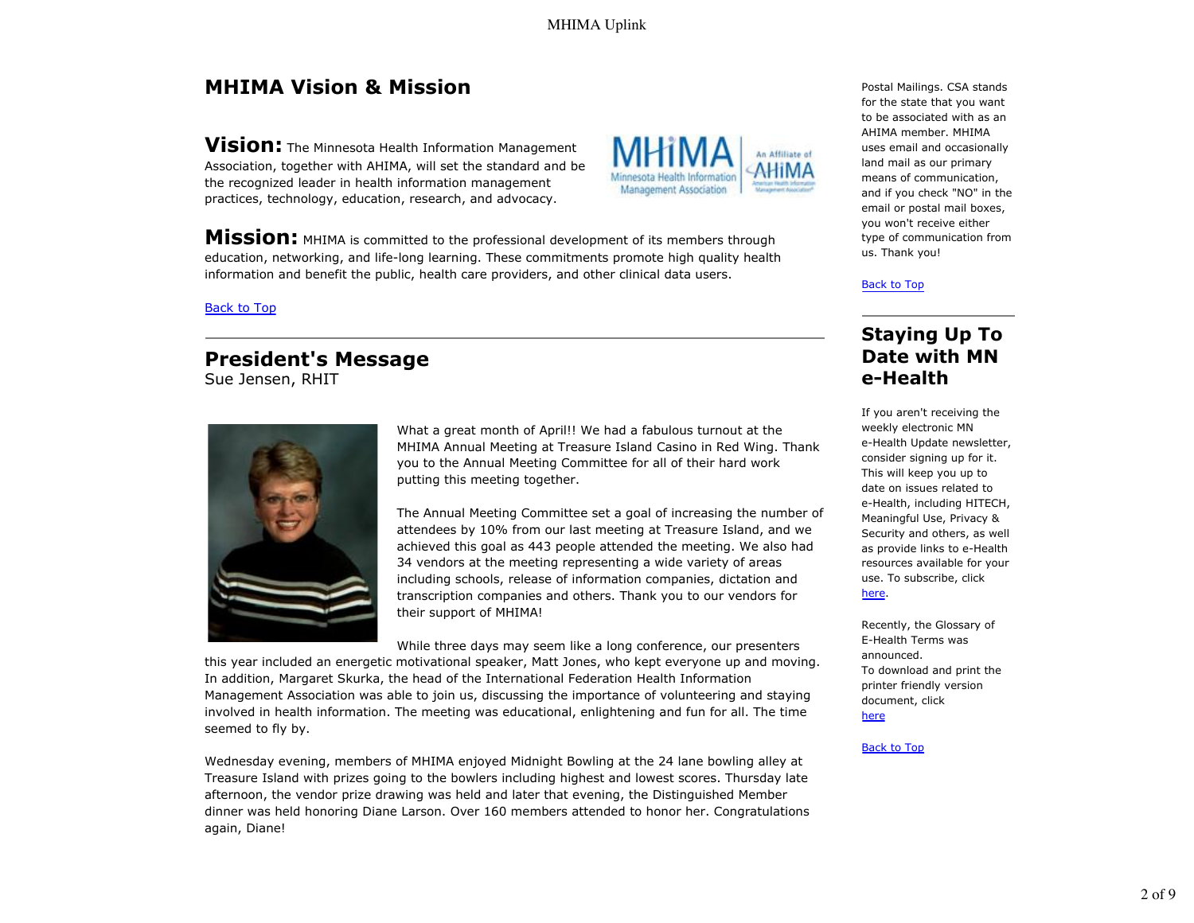## MHIMA Vision & Mission

**Vision:** The Minnesota Health Information Management Association, together with AHIMA, will set the standard and be the recognized leader in health information management practices, technology, education, research, and advocacy.

**Mission:** MHIMA is committed to the professional development of its members through education, networking, and life-long learning. These commitments promote high quality health information and benefit the public, health care providers, and other clinical data users.

Back to Top

## President's Message

Sue Jensen, RHIT

What a great month of April!! We had a fabulous turnout at the MHIMA Annual Meeting at Treasure Island Casino in Red Wing. Thank you to the Annual Meeting Committee for all of their hard work putting this meeting together.

The Annual Meeting Committee set a goal of increasing the number of attendees by 10% from our last meeting at Treasure Island, and we achieved this goal as 443 people attended the meeting. We also had 34 vendors at the meeting representing a wide variety of areas including schools, release of information companies, dictation and transcription companies and others. Thank you to our vendors for their support of MHIMA!

While three days may seem like a long conference, our presenters this year included an energetic motivational speaker, Matt Jones, who kept everyone up and moving. In addition, Margaret Skurka, the head of the International Federation Health Information Management Association was able to join us, discussing the importance of volunteering and staying involved in health information. The meeting was educational, enlightening and fun for all. The time seemed to fly by.

Wednesday evening, members of MHIMA enjoyed Midnight Bowling at the 24 lane bowling alley at Treasure Island with prizes going to the bowlers including highest and lowest scores. Thursday late afternoon, the vendor prize drawing was held and later that evening, the Distinguished Member dinner was held honoring Diane Larson. Over 160 members attended to honor her. Congratulations again, Diane!

Postal Mailings. CSA stands for the state that you want to be associated with as an AHIMA member. MHIMA uses email and occasionally land mail as our primary means of communication, and if you check "NO" in the email or postal mail boxes, you won't receive either type of communication from us. Thank you!

Back to Top

## Staying Up To Date with MN e-Health

If you aren't receiving the weekly electronic MN e-Health Update newsletter, consider signing up for it. This will keep you up to date on issues related to e-Health, including HITECH, Meaningful Use, Privacy & Security and others, as well as provide links to e-Health resources available for your use. To subscribe, click here.

Recently, the Glossary of E-Health Terms was announced.
To download and print the printer friendly version document, click here

Back to Top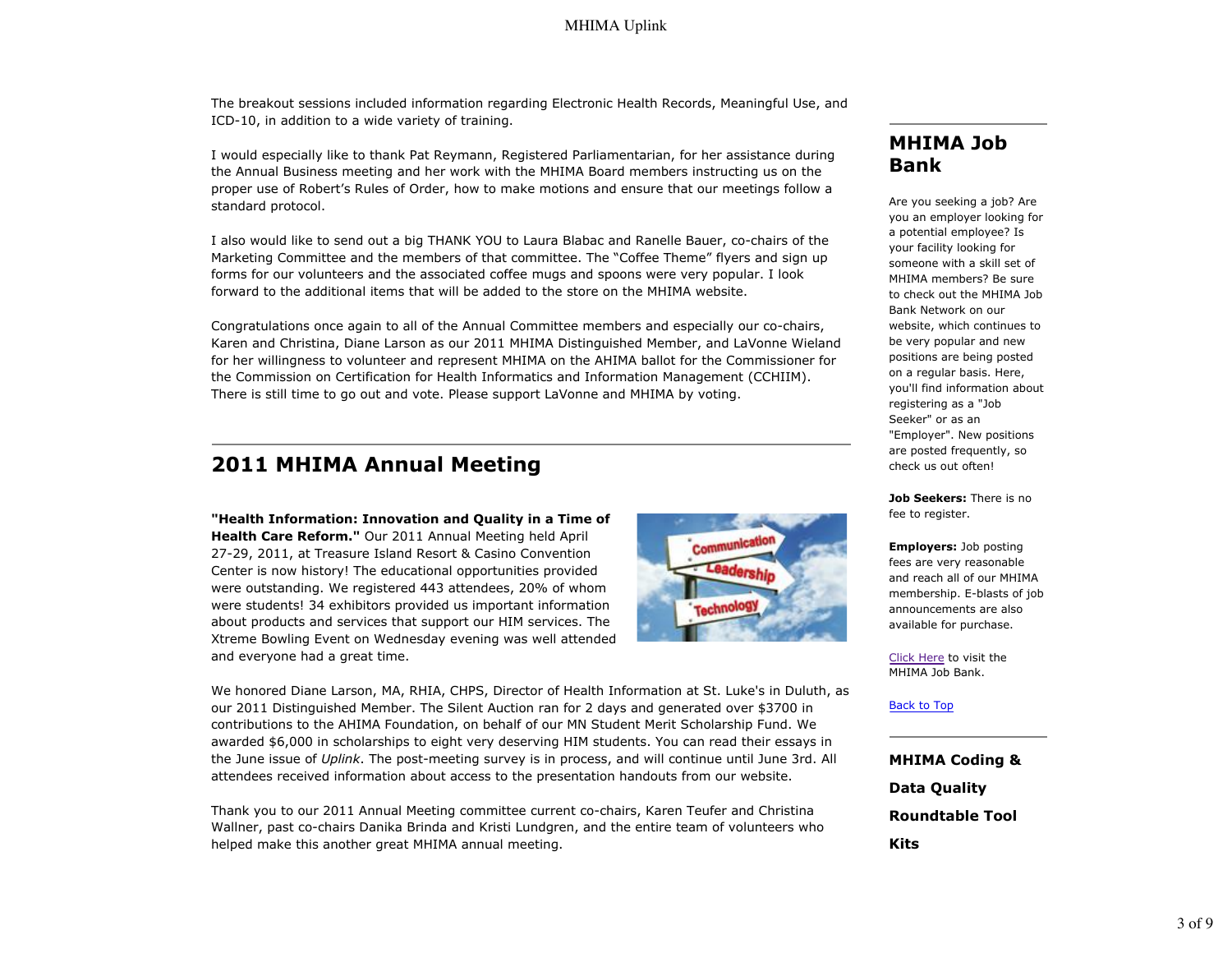The breakout sessions included information regarding Electronic Health Records, Meaningful Use, and ICD-10, in addition to a wide variety of training.

I would especially like to thank Pat Reymann, Registered Parliamentarian, for her assistance during the Annual Business meeting and her work with the MHIMA Board members instructing us on the proper use of Robert's Rules of Order, how to make motions and ensure that our meetings follow a standard protocol.

I also would like to send out a big THANK YOU to Laura Blabac and Ranelle Bauer, co-chairs of the Marketing Committee and the members of that committee. The "Coffee Theme" flyers and sign up forms for our volunteers and the associated coffee mugs and spoons were very popular. I look forward to the additional items that will be added to the store on the MHIMA website.

Congratulations once again to all of the Annual Committee members and especially our co-chairs, Karen and Christina, Diane Larson as our 2011 MHIMA Distinguished Member, and LaVonne Wieland for her willingness to volunteer and represent MHIMA on the AHIMA ballot for the Commissioner for the Commission on Certification for Health Informatics and Information Management (CCHIIM). There is still time to go out and vote. Please support LaVonne and MHIMA by voting.

## 2011 MHIMA Annual Meeting

**"Health Information: Innovation and Quality in a Time of Health Care Reform."** Our 2011 Annual Meeting held April 27-29, 2011, at Treasure Island Resort & Casino Convention Center is now history! The educational opportunities provided were outstanding. We registered 443 attendees, 20% of whom were students! 34 exhibitors provided us important information about products and services that support our HIM services. The Xtreme Bowling Event on Wednesday evening was well attended and everyone had a great time.

We honored Diane Larson, MA, RHIA, CHPS, Director of Health Information at St. Luke's in Duluth, as our 2011 Distinguished Member. The Silent Auction ran for 2 days and generated over $3700 in contributions to the AHIMA Foundation, on behalf of our MN Student Merit Scholarship Fund. We awarded $6,000 in scholarships to eight very deserving HIM students. You can read their essays in the June issue of *Uplink*. The post-meeting survey is in process, and will continue until June 3rd. All attendees received information about access to the presentation handouts from our website.

Thank you to our 2011 Annual Meeting committee current co-chairs, Karen Teufer and Christina Wallner, past co-chairs Danika Brinda and Kristi Lundgren, and the entire team of volunteers who helped make this another great MHIMA annual meeting.

## MHIMA Job Bank

Are you seeking a job? Are you an employer looking for a potential employee? Is your facility looking for someone with a skill set of MHIMA members? Be sure to check out the MHIMA Job Bank Network on our website, which continues to be very popular and new positions are being posted on a regular basis. Here, you'll find information about registering as a "Job Seeker" or as an "Employer". New positions are posted frequently, so check us out often!

**Job Seekers:** There is no fee to register.

**Employers:** Job posting fees are very reasonable and reach all of our MHIMA membership. E-blasts of job announcements are also available for purchase.

Click Here to visit the MHIMA Job Bank.

Back to Top

## MHIMA Coding & Data Quality Roundtable Tool Kits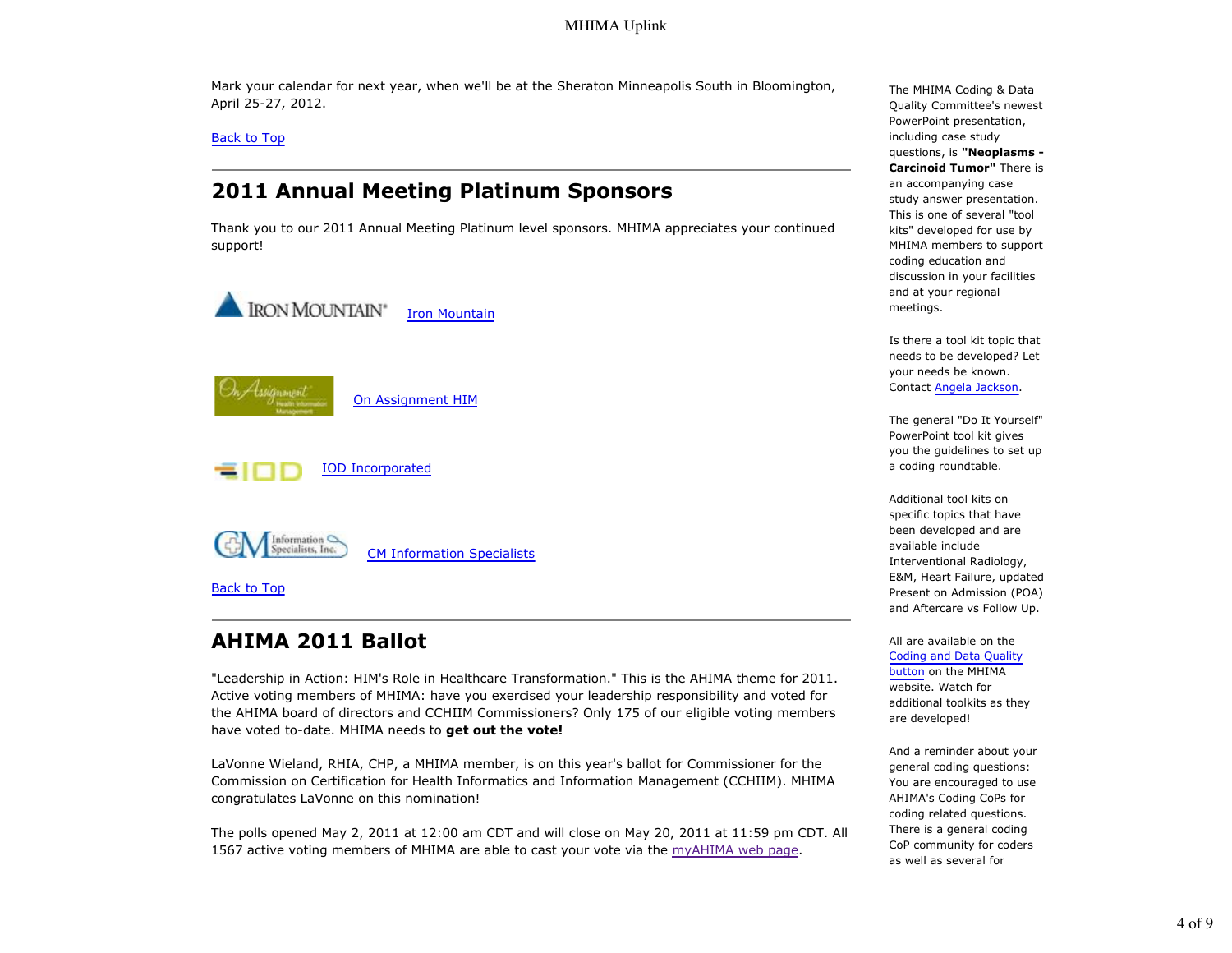Mark your calendar for next year, when we'll be at the Sheraton Minneapolis South in Bloomington, April 25-27, 2012.

Back to Top

## 2011 Annual Meeting Platinum Sponsors

Thank you to our 2011 Annual Meeting Platinum level sponsors. MHIMA appreciates your continued support!

Iron Mountain

On Assignment HIM

IOD Incorporated

CM Information Specialists

Back to Top

## AHIMA 2011 Ballot

"Leadership in Action: HIM's Role in Healthcare Transformation." This is the AHIMA theme for 2011. Active voting members of MHIMA: have you exercised your leadership responsibility and voted for the AHIMA board of directors and CCHIIM Commissioners? Only 175 of our eligible voting members have voted to-date. MHIMA needs to **get out the vote!**

LaVonne Wieland, RHIA, CHP, a MHIMA member, is on this year's ballot for Commissioner for the Commission on Certification for Health Informatics and Information Management (CCHIIM). MHIMA congratulates LaVonne on this nomination!

The polls opened May 2, 2011 at 12:00 am CDT and will close on May 20, 2011 at 11:59 pm CDT. All 1567 active voting members of MHIMA are able to cast your vote via the myAHIMA web page.

The MHIMA Coding & Data Quality Committee's newest PowerPoint presentation, including case study questions, is **"Neoplasms - Carcinoid Tumor"** There is an accompanying case study answer presentation. This is one of several "tool kits" developed for use by MHIMA members to support coding education and discussion in your facilities and at your regional meetings.

Is there a tool kit topic that needs to be developed? Let your needs be known. Contact Angela Jackson.

The general "Do It Yourself" PowerPoint tool kit gives you the guidelines to set up a coding roundtable.

Additional tool kits on specific topics that have been developed and are available include Interventional Radiology, E&M, Heart Failure, updated Present on Admission (POA) and Aftercare vs Follow Up.

All are available on the Coding and Data Quality button on the MHIMA website. Watch for additional toolkits as they are developed!

And a reminder about your general coding questions: You are encouraged to use AHIMA's Coding CoPs for coding related questions. There is a general coding CoP community for coders as well as several for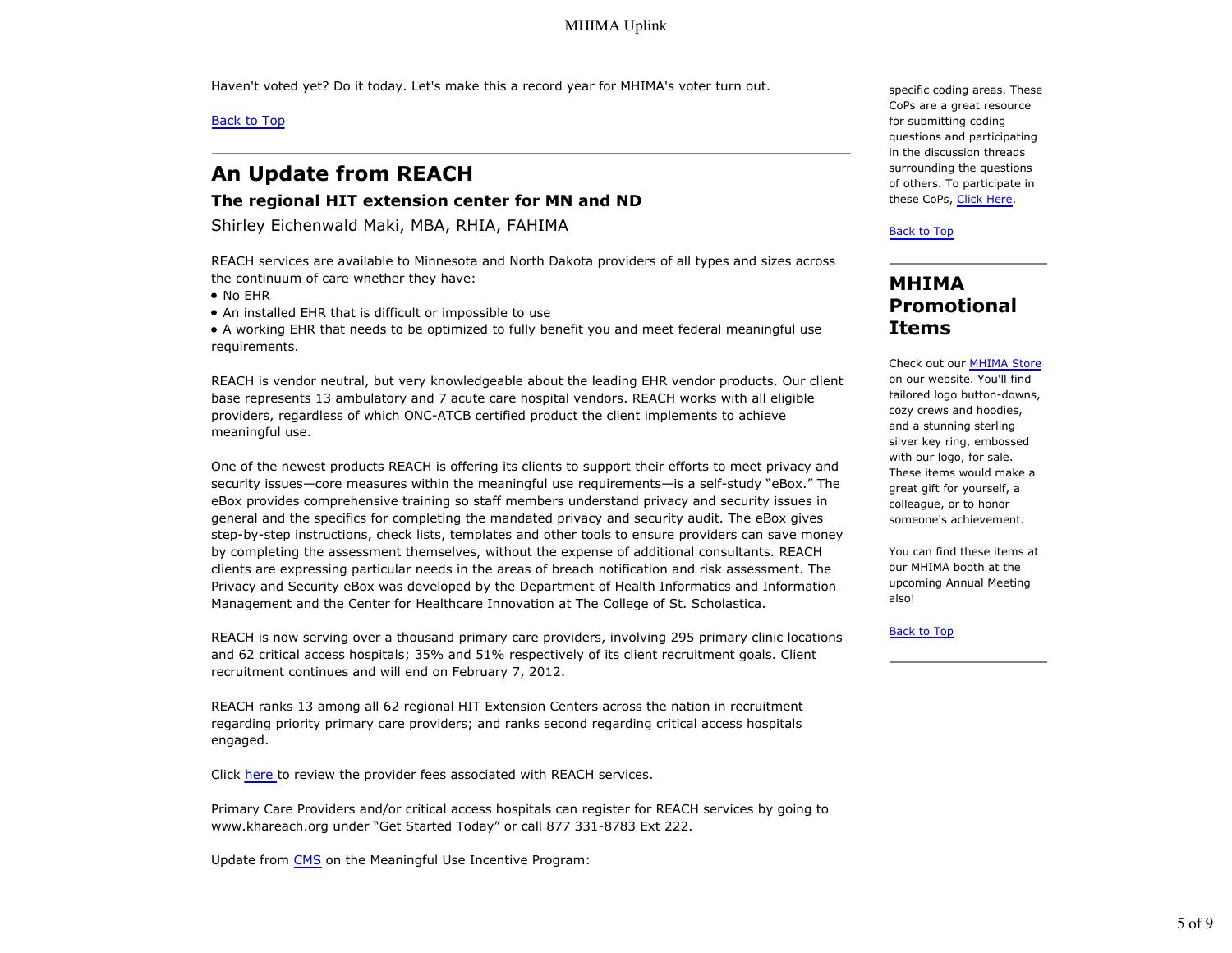Haven't voted yet? Do it today. Let's make this a record year for MHIMA's voter turn out.

Back to Top

---

## An Update from REACH

### The regional HIT extension center for MN and ND

Shirley Eichenwald Maki, MBA, RHIA, FAHIMA

REACH services are available to Minnesota and North Dakota providers of all types and sizes across the continuum of care whether they have:

- No EHR
- An installed EHR that is difficult or impossible to use
- A working EHR that needs to be optimized to fully benefit you and meet federal meaningful use requirements.

REACH is vendor neutral, but very knowledgeable about the leading EHR vendor products. Our client base represents 13 ambulatory and 7 acute care hospital vendors. REACH works with all eligible providers, regardless of which ONC-ATCB certified product the client implements to achieve meaningful use.

One of the newest products REACH is offering its clients to support their efforts to meet privacy and security issues—core measures within the meaningful use requirements—is a self-study "eBox." The eBox provides comprehensive training so staff members understand privacy and security issues in general and the specifics for completing the mandated privacy and security audit. The eBox gives step-by-step instructions, check lists, templates and other tools to ensure providers can save money by completing the assessment themselves, without the expense of additional consultants. REACH clients are expressing particular needs in the areas of breach notification and risk assessment. The Privacy and Security eBox was developed by the Department of Health Informatics and Information Management and the Center for Healthcare Innovation at The College of St. Scholastica.

REACH is now serving over a thousand primary care providers, involving 295 primary clinic locations and 62 critical access hospitals; 35% and 51% respectively of its client recruitment goals. Client recruitment continues and will end on February 7, 2012.

REACH ranks 13 among all 62 regional HIT Extension Centers across the nation in recruitment regarding priority primary care providers; and ranks second regarding critical access hospitals engaged.

Click here to review the provider fees associated with REACH services.

Primary Care Providers and/or critical access hospitals can register for REACH services by going to www.khareach.org under "Get Started Today" or call 877 331-8783 Ext 222.

Update from CMS on the Meaningful Use Incentive Program:

---

specific coding areas. These CoPs are a great resource for submitting coding questions and participating in the discussion threads surrounding the questions of others. To participate in these CoPs, Click Here.

Back to Top

---

## MHIMA Promotional Items

Check out our MHIMA Store on our website. You'll find tailored logo button-downs, cozy crews and hoodies, and a stunning sterling silver key ring, embossed with our logo, for sale. These items would make a great gift for yourself, a colleague, or to honor someone's achievement.

You can find these items at our MHIMA booth at the upcoming Annual Meeting also!

Back to Top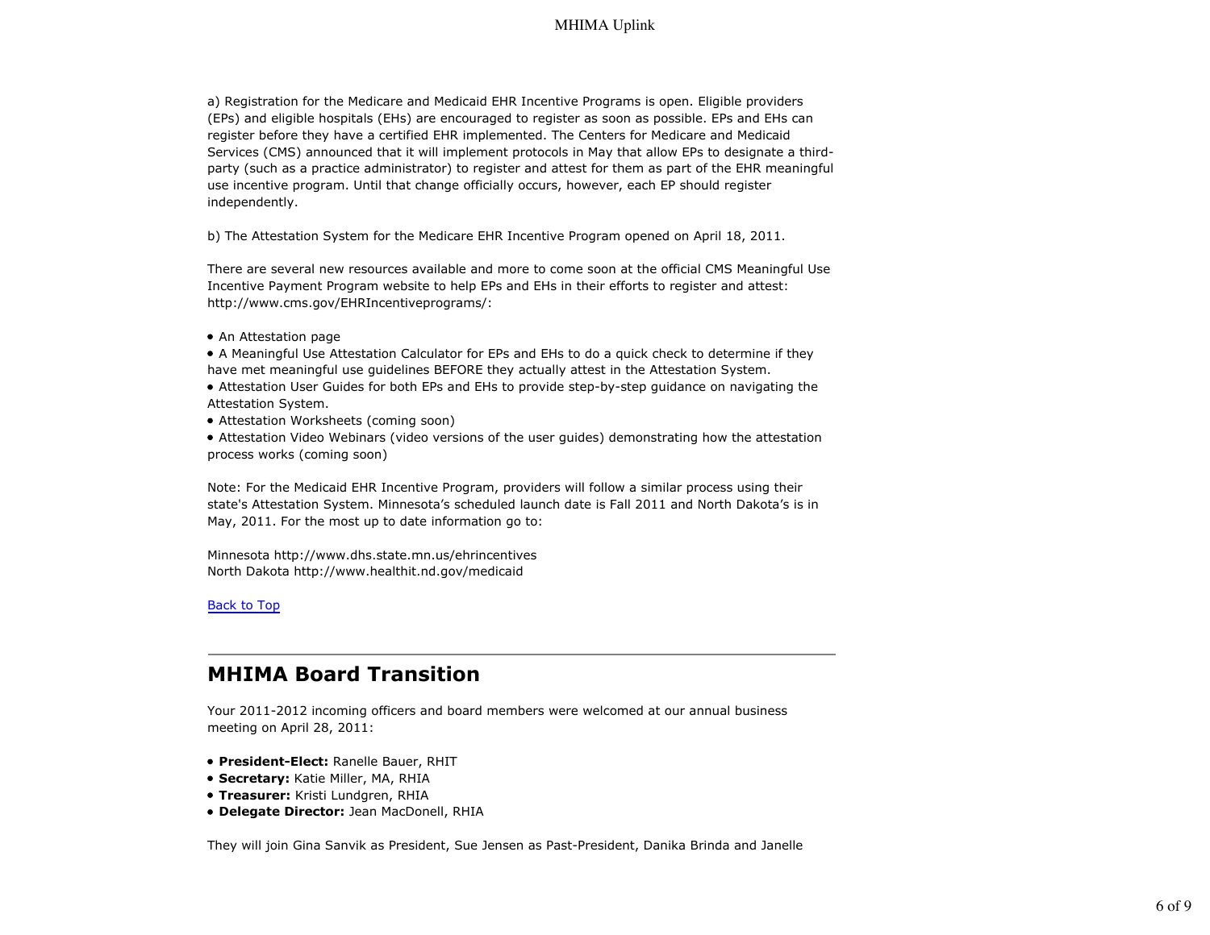a) Registration for the Medicare and Medicaid EHR Incentive Programs is open. Eligible providers (EPs) and eligible hospitals (EHs) are encouraged to register as soon as possible. EPs and EHs can register before they have a certified EHR implemented. The Centers for Medicare and Medicaid Services (CMS) announced that it will implement protocols in May that allow EPs to designate a third-party (such as a practice administrator) to register and attest for them as part of the EHR meaningful use incentive program. Until that change officially occurs, however, each EP should register independently.

b) The Attestation System for the Medicare EHR Incentive Program opened on April 18, 2011.

There are several new resources available and more to come soon at the official CMS Meaningful Use Incentive Payment Program website to help EPs and EHs in their efforts to register and attest: http://www.cms.gov/EHRIncentiveprograms/:

- An Attestation page
- A Meaningful Use Attestation Calculator for EPs and EHs to do a quick check to determine if they have met meaningful use guidelines BEFORE they actually attest in the Attestation System.
- Attestation User Guides for both EPs and EHs to provide step-by-step guidance on navigating the Attestation System.
- Attestation Worksheets (coming soon)
- Attestation Video Webinars (video versions of the user guides) demonstrating how the attestation process works (coming soon)

Note: For the Medicaid EHR Incentive Program, providers will follow a similar process using their state's Attestation System. Minnesota's scheduled launch date is Fall 2011 and North Dakota's is in May, 2011. For the most up to date information go to:

Minnesota http://www.dhs.state.mn.us/ehrincentives
North Dakota http://www.healthit.nd.gov/medicaid

Back to Top

---

## MHIMA Board Transition

Your 2011-2012 incoming officers and board members were welcomed at our annual business meeting on April 28, 2011:

- **President-Elect:** Ranelle Bauer, RHIT
- **Secretary:** Katie Miller, MA, RHIA
- **Treasurer:** Kristi Lundgren, RHIA
- **Delegate Director:** Jean MacDonell, RHIA

They will join Gina Sanvik as President, Sue Jensen as Past-President, Danika Brinda and Janelle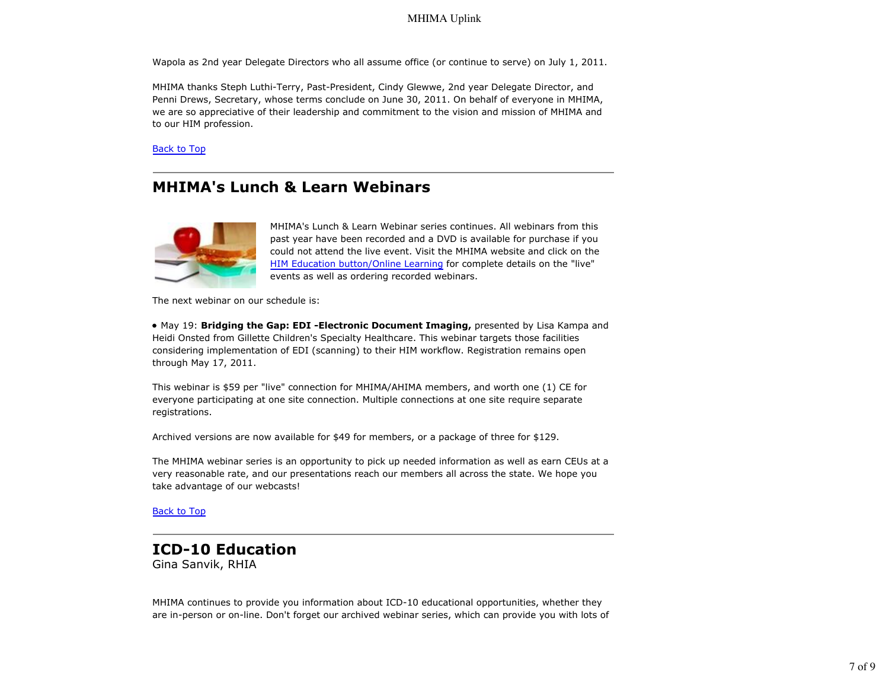Wapola as 2nd year Delegate Directors who all assume office (or continue to serve) on July 1, 2011.

MHIMA thanks Steph Luthi-Terry, Past-President, Cindy Glewwe, 2nd year Delegate Director, and Penni Drews, Secretary, whose terms conclude on June 30, 2011. On behalf of everyone in MHIMA, we are so appreciative of their leadership and commitment to the vision and mission of MHIMA and to our HIM profession.

Back to Top

## MHIMA's Lunch & Learn Webinars

MHIMA's Lunch & Learn Webinar series continues. All webinars from this past year have been recorded and a DVD is available for purchase if you could not attend the live event. Visit the MHIMA website and click on the HIM Education button/Online Learning for complete details on the "live" events as well as ordering recorded webinars.

The next webinar on our schedule is:

- May 19: **Bridging the Gap: EDI -Electronic Document Imaging,** presented by Lisa Kampa and Heidi Onsted from Gillette Children's Specialty Healthcare. This webinar targets those facilities considering implementation of EDI (scanning) to their HIM workflow. Registration remains open through May 17, 2011.

This webinar is $59 per "live" connection for MHIMA/AHIMA members, and worth one (1) CE for everyone participating at one site connection. Multiple connections at one site require separate registrations.

Archived versions are now available for $49 for members, or a package of three for $129.

The MHIMA webinar series is an opportunity to pick up needed information as well as earn CEUs at a very reasonable rate, and our presentations reach our members all across the state. We hope you take advantage of our webcasts!

Back to Top

## ICD-10 Education

Gina Sanvik, RHIA

MHIMA continues to provide you information about ICD-10 educational opportunities, whether they are in-person or on-line. Don't forget our archived webinar series, which can provide you with lots of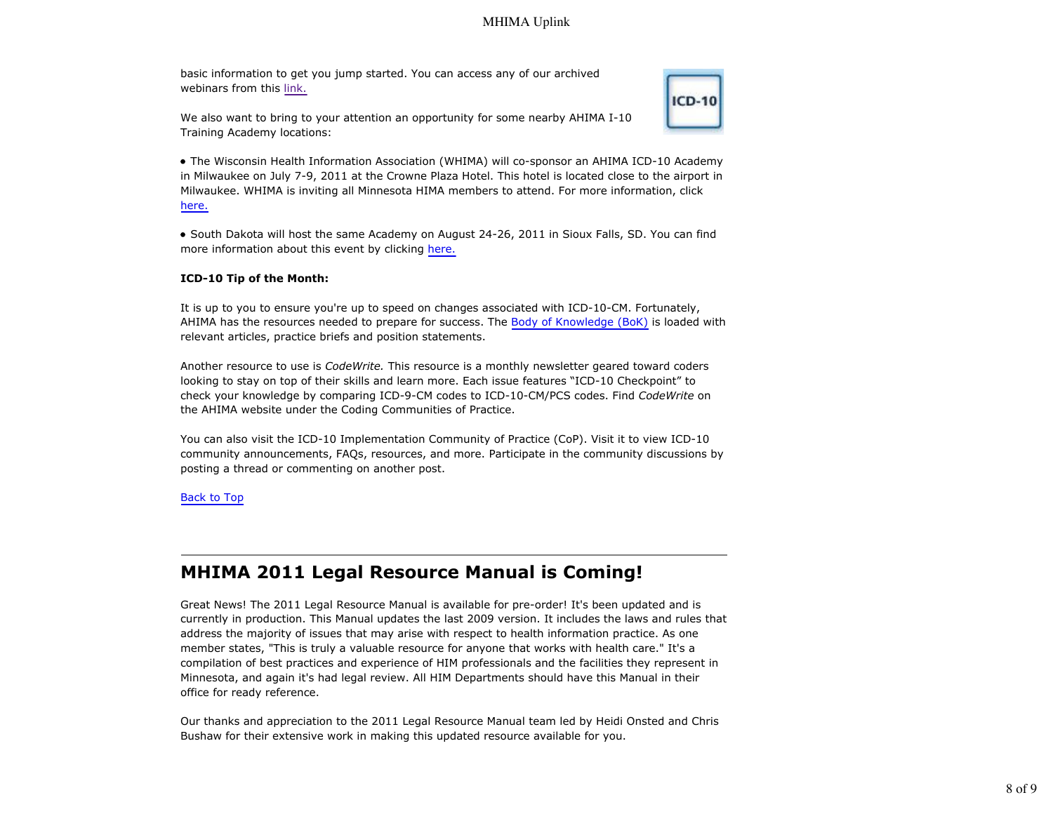basic information to get you jump started. You can access any of our archived webinars from this link.

We also want to bring to your attention an opportunity for some nearby AHIMA I-10 Training Academy locations:

- The Wisconsin Health Information Association (WHIMA) will co-sponsor an AHIMA ICD-10 Academy in Milwaukee on July 7-9, 2011 at the Crowne Plaza Hotel. This hotel is located close to the airport in Milwaukee. WHIMA is inviting all Minnesota HIMA members to attend. For more information, click here.

- South Dakota will host the same Academy on August 24-26, 2011 in Sioux Falls, SD. You can find more information about this event by clicking here.

**ICD-10 Tip of the Month:**

It is up to you to ensure you're up to speed on changes associated with ICD-10-CM. Fortunately, AHIMA has the resources needed to prepare for success. The Body of Knowledge (BoK) is loaded with relevant articles, practice briefs and position statements.

Another resource to use is *CodeWrite.* This resource is a monthly newsletter geared toward coders looking to stay on top of their skills and learn more. Each issue features “ICD-10 Checkpoint” to check your knowledge by comparing ICD-9-CM codes to ICD-10-CM/PCS codes. Find *CodeWrite* on the AHIMA website under the Coding Communities of Practice.

You can also visit the ICD-10 Implementation Community of Practice (CoP). Visit it to view ICD-10 community announcements, FAQs, resources, and more. Participate in the community discussions by posting a thread or commenting on another post.

Back to Top

---

# MHIMA 2011 Legal Resource Manual is Coming!

Great News! The 2011 Legal Resource Manual is available for pre-order! It's been updated and is currently in production. This Manual updates the last 2009 version. It includes the laws and rules that address the majority of issues that may arise with respect to health information practice. As one member states, "This is truly a valuable resource for anyone that works with health care." It's a compilation of best practices and experience of HIM professionals and the facilities they represent in Minnesota, and again it's had legal review. All HIM Departments should have this Manual in their office for ready reference.

Our thanks and appreciation to the 2011 Legal Resource Manual team led by Heidi Onsted and Chris Bushaw for their extensive work in making this updated resource available for you.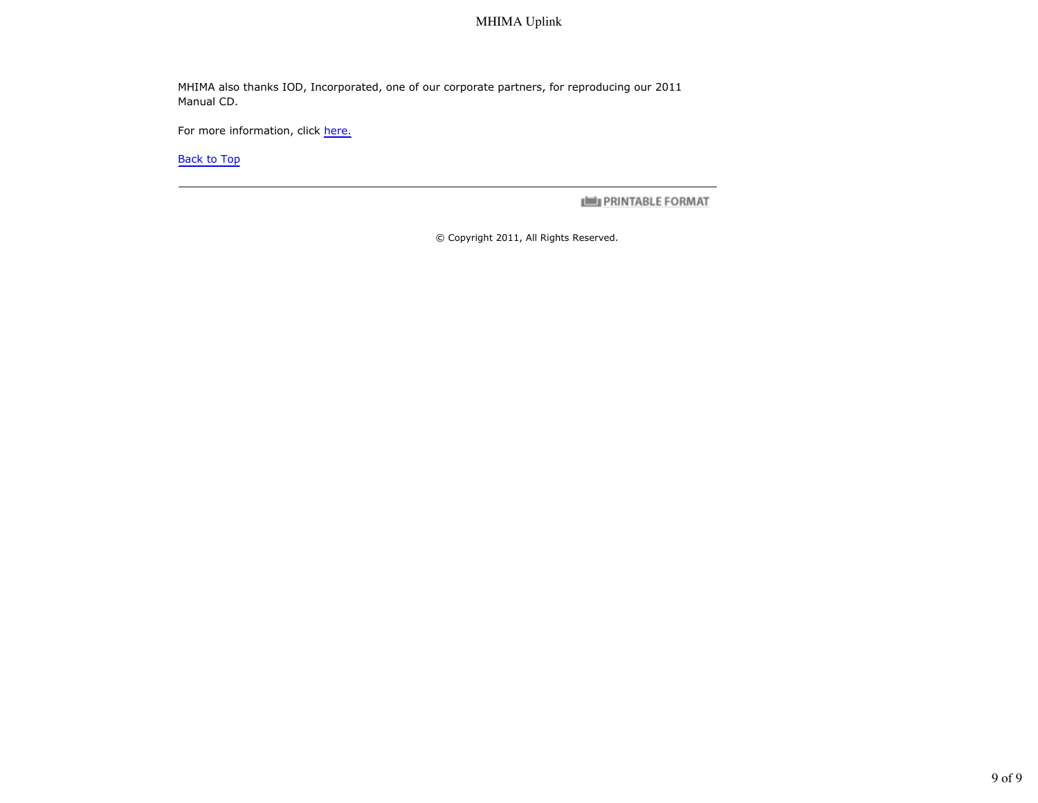MHIMA also thanks IOD, Incorporated, one of our corporate partners, for reproducing our 2011 Manual CD.

For more information, click here.

Back to Top

---

PRINTABLE FORMAT

© Copyright 2011, All Rights Reserved.